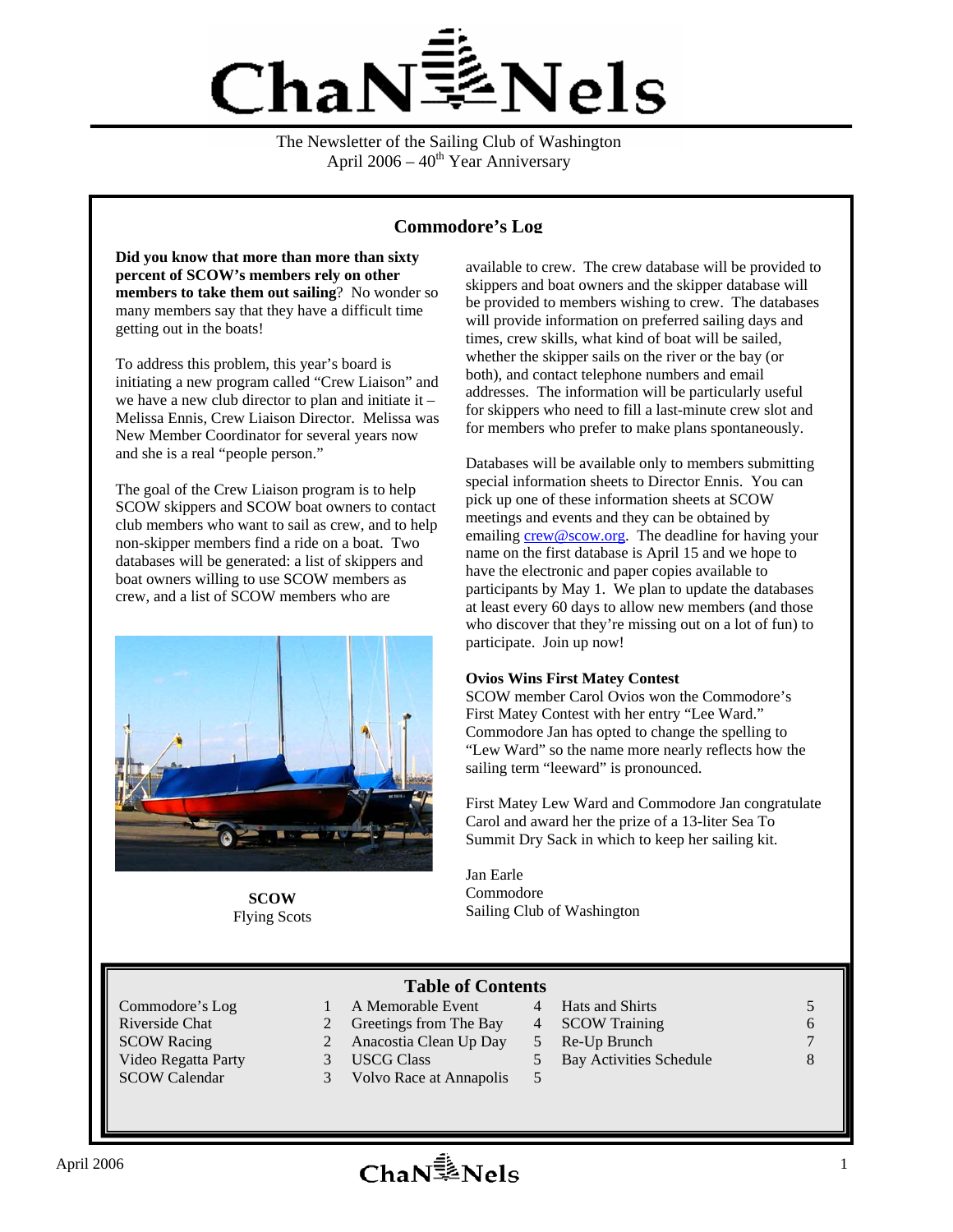# ChaNNels

The Newsletter of the Sailing Club of Washington
April 2006 – 40th Year Anniversary

## Commodore's Log

**Did you know that more than more than sixty percent of SCOW's members rely on other members to take them out sailing**? No wonder so many members say that they have a difficult time getting out in the boats!

To address this problem, this year's board is initiating a new program called "Crew Liaison" and we have a new club director to plan and initiate it – Melissa Ennis, Crew Liaison Director. Melissa was New Member Coordinator for several years now and she is a real "people person."

The goal of the Crew Liaison program is to help SCOW skippers and SCOW boat owners to contact club members who want to sail as crew, and to help non-skipper members find a ride on a boat. Two databases will be generated: a list of skippers and boat owners willing to use SCOW members as crew, and a list of SCOW members who are available to crew. The crew database will be provided to skippers and boat owners and the skipper database will be provided to members wishing to crew. The databases will provide information on preferred sailing days and times, crew skills, what kind of boat will be sailed, whether the skipper sails on the river or the bay (or both), and contact telephone numbers and email addresses. The information will be particularly useful for skippers who need to fill a last-minute crew slot and for members who prefer to make plans spontaneously.

**SCOW**
Flying Scots

Databases will be available only to members submitting special information sheets to Director Ennis. You can pick up one of these information sheets at SCOW meetings and events and they can be obtained by emailing crew@scow.org. The deadline for having your name on the first database is April 15 and we hope to have the electronic and paper copies available to participants by May 1. We plan to update the databases at least every 60 days to allow new members (and those who discover that they're missing out on a lot of fun) to participate. Join up now!

**Ovios Wins First Matey Contest**
SCOW member Carol Ovios won the Commodore's First Matey Contest with her entry "Lee Ward." Commodore Jan has opted to change the spelling to "Lew Ward" so the name more nearly reflects how the sailing term "leeward" is pronounced.

First Matey Lew Ward and Commodore Jan congratulate Carol and award her the prize of a 13-liter Sea To Summit Dry Sack in which to keep her sailing kit.

Jan Earle
Commodore
Sailing Club of Washington

## Table of Contents

| | | | | | | | |
|---|---|---|---|---|---|---|---|
| Commodore's Log | 1 | A Memorable Event | 4 | Hats and Shirts | 5 | | |
| Riverside Chat | 2 | Greetings from The Bay | 4 | SCOW Training | 6 | | |
| SCOW Racing | 2 | Anacostia Clean Up Day | 5 | Re-Up Brunch | 7 | | |
| Video Regatta Party | 3 | USCG Class | 5 | Bay Activities Schedule | 8 | | |
| SCOW Calendar | 3 | Volvo Race at Annapolis | 5 | | | | |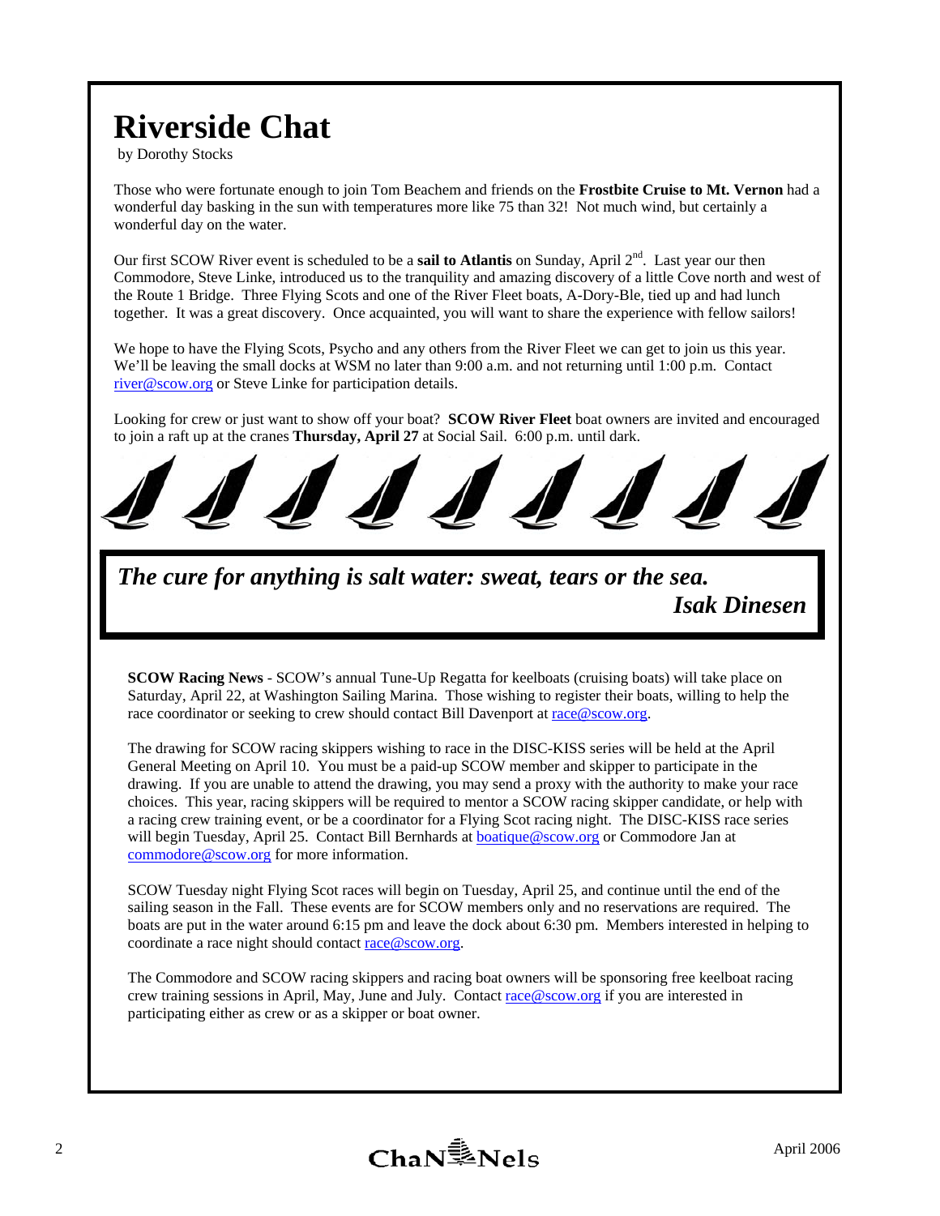# Riverside Chat

by Dorothy Stocks

Those who were fortunate enough to join Tom Beachem and friends on the **Frostbite Cruise to Mt. Vernon** had a wonderful day basking in the sun with temperatures more like 75 than 32! Not much wind, but certainly a wonderful day on the water.

Our first SCOW River event is scheduled to be a **sail to Atlantis** on Sunday, April 2nd. Last year our then Commodore, Steve Linke, introduced us to the tranquility and amazing discovery of a little Cove north and west of the Route 1 Bridge. Three Flying Scots and one of the River Fleet boats, A-Dory-Ble, tied up and had lunch together. It was a great discovery. Once acquainted, you will want to share the experience with fellow sailors!

We hope to have the Flying Scots, Psycho and any others from the River Fleet we can get to join us this year. We'll be leaving the small docks at WSM no later than 9:00 a.m. and not returning until 1:00 p.m. Contact river@scow.org or Steve Linke for participation details.

Looking for crew or just want to show off your boat? **SCOW River Fleet** boat owners are invited and encouraged to join a raft up at the cranes **Thursday, April 27** at Social Sail. 6:00 p.m. until dark.

***The cure for anything is salt water: sweat, tears or the sea.***
***Isak Dinesen***

**SCOW Racing News** - SCOW's annual Tune-Up Regatta for keelboats (cruising boats) will take place on Saturday, April 22, at Washington Sailing Marina. Those wishing to register their boats, willing to help the race coordinator or seeking to crew should contact Bill Davenport at race@scow.org.

The drawing for SCOW racing skippers wishing to race in the DISC-KISS series will be held at the April General Meeting on April 10. You must be a paid-up SCOW member and skipper to participate in the drawing. If you are unable to attend the drawing, you may send a proxy with the authority to make your race choices. This year, racing skippers will be required to mentor a SCOW racing skipper candidate, or help with a racing crew training event, or be a coordinator for a Flying Scot racing night. The DISC-KISS race series will begin Tuesday, April 25. Contact Bill Bernhards at boatique@scow.org or Commodore Jan at commodore@scow.org for more information.

SCOW Tuesday night Flying Scot races will begin on Tuesday, April 25, and continue until the end of the sailing season in the Fall. These events are for SCOW members only and no reservations are required. The boats are put in the water around 6:15 pm and leave the dock about 6:30 pm. Members interested in helping to coordinate a race night should contact race@scow.org.

The Commodore and SCOW racing skippers and racing boat owners will be sponsoring free keelboat racing crew training sessions in April, May, June and July. Contact race@scow.org if you are interested in participating either as crew or as a skipper or boat owner.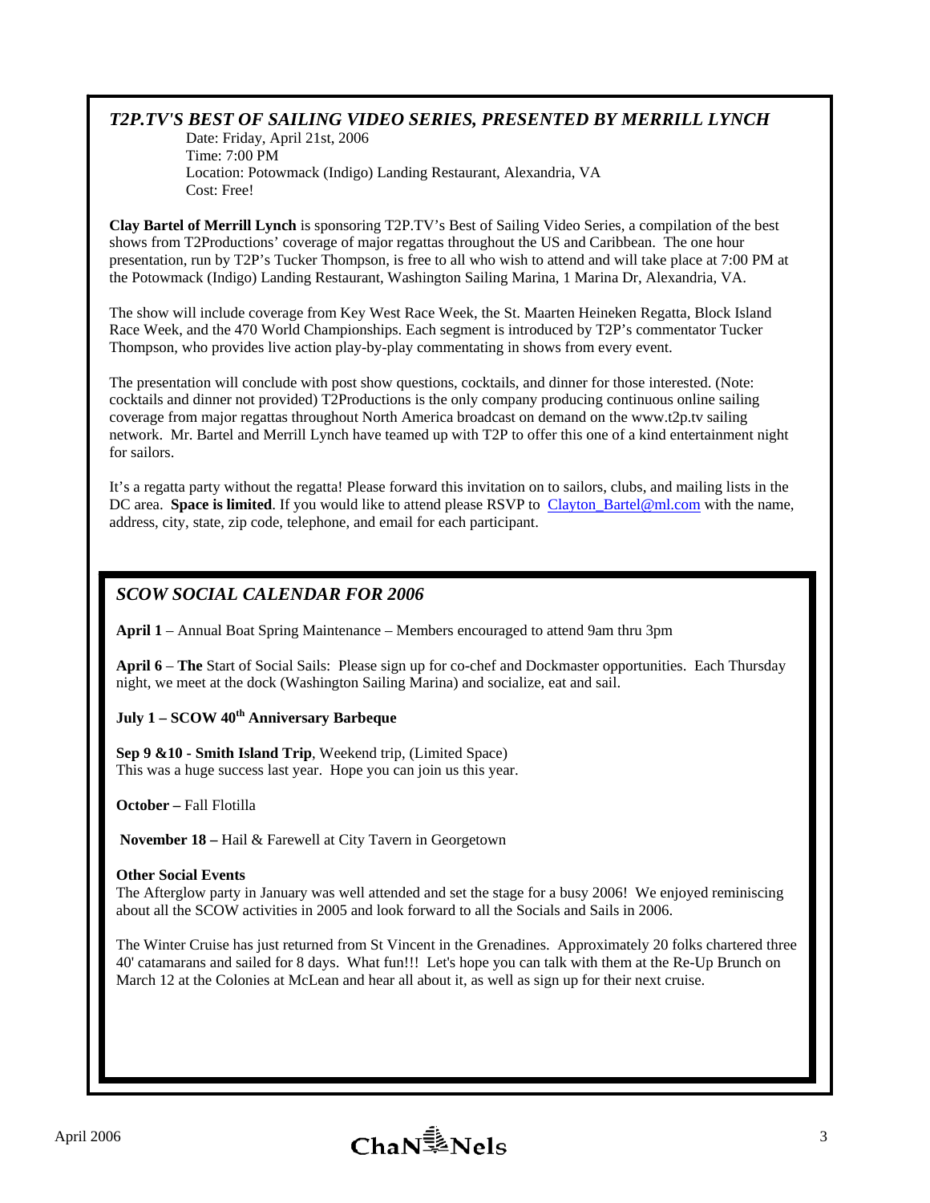## *T2P.TV'S BEST OF SAILING VIDEO SERIES, PRESENTED BY MERRILL LYNCH*

Date: Friday, April 21st, 2006
Time: 7:00 PM
Location: Potowmack (Indigo) Landing Restaurant, Alexandria, VA
Cost: Free!

**Clay Bartel of Merrill Lynch** is sponsoring T2P.TV's Best of Sailing Video Series, a compilation of the best shows from T2Productions' coverage of major regattas throughout the US and Caribbean. The one hour presentation, run by T2P's Tucker Thompson, is free to all who wish to attend and will take place at 7:00 PM at the Potowmack (Indigo) Landing Restaurant, Washington Sailing Marina, 1 Marina Dr, Alexandria, VA.

The show will include coverage from Key West Race Week, the St. Maarten Heineken Regatta, Block Island Race Week, and the 470 World Championships. Each segment is introduced by T2P's commentator Tucker Thompson, who provides live action play-by-play commentating in shows from every event.

The presentation will conclude with post show questions, cocktails, and dinner for those interested. (Note: cocktails and dinner not provided) T2Productions is the only company producing continuous online sailing coverage from major regattas throughout North America broadcast on demand on the www.t2p.tv sailing network. Mr. Bartel and Merrill Lynch have teamed up with T2P to offer this one of a kind entertainment night for sailors.

It's a regatta party without the regatta! Please forward this invitation on to sailors, clubs, and mailing lists in the DC area. **Space is limited**. If you would like to attend please RSVP to Clayton_Bartel@ml.com with the name, address, city, state, zip code, telephone, and email for each participant.

## *SCOW SOCIAL CALENDAR FOR 2006*

**April 1** – Annual Boat Spring Maintenance – Members encouraged to attend 9am thru 3pm

**April 6** – **The** Start of Social Sails: Please sign up for co-chef and Dockmaster opportunities. Each Thursday night, we meet at the dock (Washington Sailing Marina) and socialize, eat and sail.

**July 1 – SCOW 40th Anniversary Barbeque**

**Sep 9 &10 - Smith Island Trip**, Weekend trip, (Limited Space)
This was a huge success last year. Hope you can join us this year.

**October –** Fall Flotilla

**November 18 –** Hail & Farewell at City Tavern in Georgetown

**Other Social Events**
The Afterglow party in January was well attended and set the stage for a busy 2006! We enjoyed reminiscing about all the SCOW activities in 2005 and look forward to all the Socials and Sails in 2006.

The Winter Cruise has just returned from St Vincent in the Grenadines. Approximately 20 folks chartered three 40' catamarans and sailed for 8 days. What fun!!! Let's hope you can talk with them at the Re-Up Brunch on March 12 at the Colonies at McLean and hear all about it, as well as sign up for their next cruise.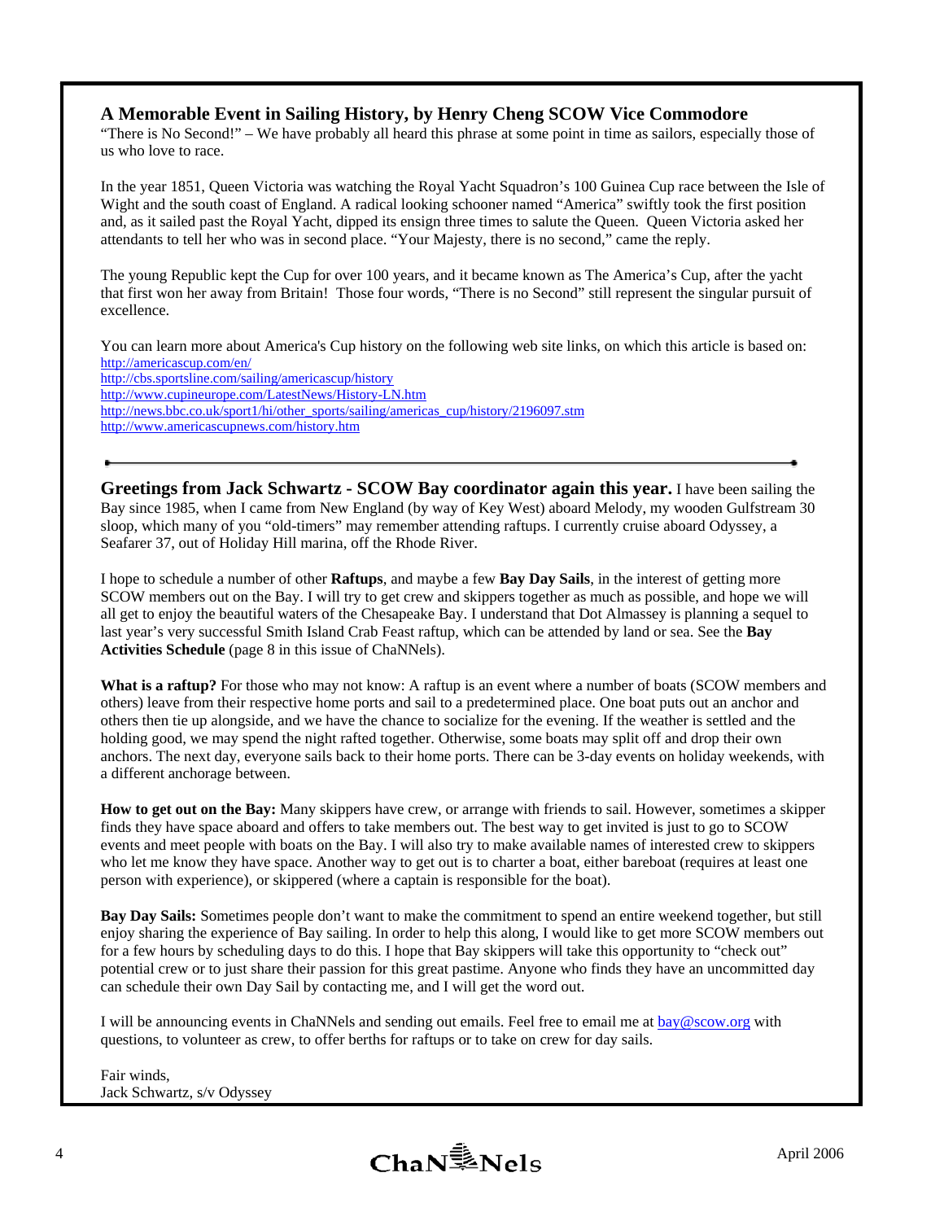## A Memorable Event in Sailing History, by Henry Cheng SCOW Vice Commodore

"There is No Second!" – We have probably all heard this phrase at some point in time as sailors, especially those of us who love to race.

In the year 1851, Queen Victoria was watching the Royal Yacht Squadron's 100 Guinea Cup race between the Isle of Wight and the south coast of England. A radical looking schooner named "America" swiftly took the first position and, as it sailed past the Royal Yacht, dipped its ensign three times to salute the Queen. Queen Victoria asked her attendants to tell her who was in second place. "Your Majesty, there is no second," came the reply.

The young Republic kept the Cup for over 100 years, and it became known as The America's Cup, after the yacht that first won her away from Britain! Those four words, "There is no Second" still represent the singular pursuit of excellence.

You can learn more about America's Cup history on the following web site links, on which this article is based on:
http://americascup.com/en/
http://cbs.sportsline.com/sailing/americascup/history
http://www.cupineurope.com/LatestNews/History-LN.htm
http://news.bbc.co.uk/sport1/hi/other_sports/sailing/americas_cup/history/2196097.stm
http://www.americascupnews.com/history.htm

---

**Greetings from Jack Schwartz - SCOW Bay coordinator again this year.** I have been sailing the Bay since 1985, when I came from New England (by way of Key West) aboard Melody, my wooden Gulfstream 30 sloop, which many of you "old-timers" may remember attending raftups. I currently cruise aboard Odyssey, a Seafarer 37, out of Holiday Hill marina, off the Rhode River.

I hope to schedule a number of other **Raftups**, and maybe a few **Bay Day Sails**, in the interest of getting more SCOW members out on the Bay. I will try to get crew and skippers together as much as possible, and hope we will all get to enjoy the beautiful waters of the Chesapeake Bay. I understand that Dot Almassey is planning a sequel to last year's very successful Smith Island Crab Feast raftup, which can be attended by land or sea. See the **Bay Activities Schedule** (page 8 in this issue of ChaNNels).

**What is a raftup?** For those who may not know: A raftup is an event where a number of boats (SCOW members and others) leave from their respective home ports and sail to a predetermined place. One boat puts out an anchor and others then tie up alongside, and we have the chance to socialize for the evening. If the weather is settled and the holding good, we may spend the night rafted together. Otherwise, some boats may split off and drop their own anchors. The next day, everyone sails back to their home ports. There can be 3-day events on holiday weekends, with a different anchorage between.

**How to get out on the Bay:** Many skippers have crew, or arrange with friends to sail. However, sometimes a skipper finds they have space aboard and offers to take members out. The best way to get invited is just to go to SCOW events and meet people with boats on the Bay. I will also try to make available names of interested crew to skippers who let me know they have space. Another way to get out is to charter a boat, either bareboat (requires at least one person with experience), or skippered (where a captain is responsible for the boat).

**Bay Day Sails:** Sometimes people don't want to make the commitment to spend an entire weekend together, but still enjoy sharing the experience of Bay sailing. In order to help this along, I would like to get more SCOW members out for a few hours by scheduling days to do this. I hope that Bay skippers will take this opportunity to "check out" potential crew or to just share their passion for this great pastime. Anyone who finds they have an uncommitted day can schedule their own Day Sail by contacting me, and I will get the word out.

I will be announcing events in ChaNNels and sending out emails. Feel free to email me at bay@scow.org with questions, to volunteer as crew, to offer berths for raftups or to take on crew for day sails.

Fair winds,
Jack Schwartz, s/v Odyssey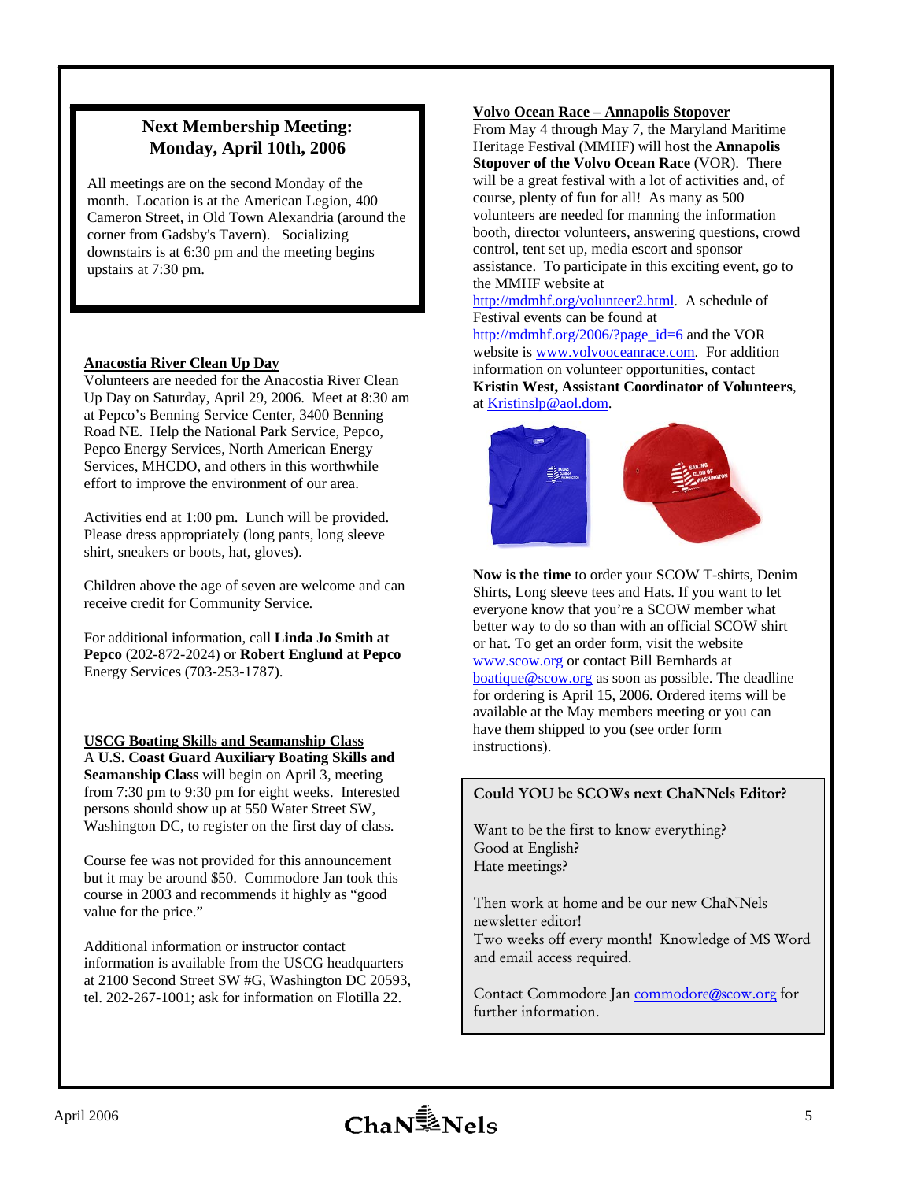## Next Membership Meeting: Monday, April 10th, 2006

All meetings are on the second Monday of the month. Location is at the American Legion, 400 Cameron Street, in Old Town Alexandria (around the corner from Gadsby's Tavern). Socializing downstairs is at 6:30 pm and the meeting begins upstairs at 7:30 pm.

### Anacostia River Clean Up Day

Volunteers are needed for the Anacostia River Clean Up Day on Saturday, April 29, 2006. Meet at 8:30 am at Pepco's Benning Service Center, 3400 Benning Road NE. Help the National Park Service, Pepco, Pepco Energy Services, North American Energy Services, MHCDO, and others in this worthwhile effort to improve the environment of our area.

Activities end at 1:00 pm. Lunch will be provided. Please dress appropriately (long pants, long sleeve shirt, sneakers or boots, hat, gloves).

Children above the age of seven are welcome and can receive credit for Community Service.

For additional information, call **Linda Jo Smith at Pepco** (202-872-2024) or **Robert Englund at Pepco** Energy Services (703-253-1787).

### USCG Boating Skills and Seamanship Class

A **U.S. Coast Guard Auxiliary Boating Skills and Seamanship Class** will begin on April 3, meeting from 7:30 pm to 9:30 pm for eight weeks. Interested persons should show up at 550 Water Street SW, Washington DC, to register on the first day of class.

Course fee was not provided for this announcement but it may be around $50. Commodore Jan took this course in 2003 and recommends it highly as "good value for the price."

Additional information or instructor contact information is available from the USCG headquarters at 2100 Second Street SW #G, Washington DC 20593, tel. 202-267-1001; ask for information on Flotilla 22.

### Volvo Ocean Race – Annapolis Stopover

From May 4 through May 7, the Maryland Maritime Heritage Festival (MMHF) will host the **Annapolis Stopover of the Volvo Ocean Race** (VOR). There will be a great festival with a lot of activities and, of course, plenty of fun for all! As many as 500 volunteers are needed for manning the information booth, director volunteers, answering questions, crowd control, tent set up, media escort and sponsor assistance. To participate in this exciting event, go to the MMHF website at http://mdmhf.org/volunteer2.html. A schedule of Festival events can be found at http://mdmhf.org/2006/?page_id=6 and the VOR website is www.volvooceanrace.com. For addition information on volunteer opportunities, contact **Kristin West, Assistant Coordinator of Volunteers**, at Kristinslp@aol.dom.

**Now is the time** to order your SCOW T-shirts, Denim Shirts, Long sleeve tees and Hats. If you want to let everyone know that you're a SCOW member what better way to do so than with an official SCOW shirt or hat. To get an order form, visit the website www.scow.org or contact Bill Bernhards at boatique@scow.org as soon as possible. The deadline for ordering is April 15, 2006. Ordered items will be available at the May members meeting or you can have them shipped to you (see order form instructions).

### Could YOU be SCOWs next ChaNNels Editor?

Want to be the first to know everything?
Good at English?
Hate meetings?

Then work at home and be our new ChaNNels newsletter editor!
Two weeks off every month! Knowledge of MS Word and email access required.

Contact Commodore Jan commodore@scow.org for further information.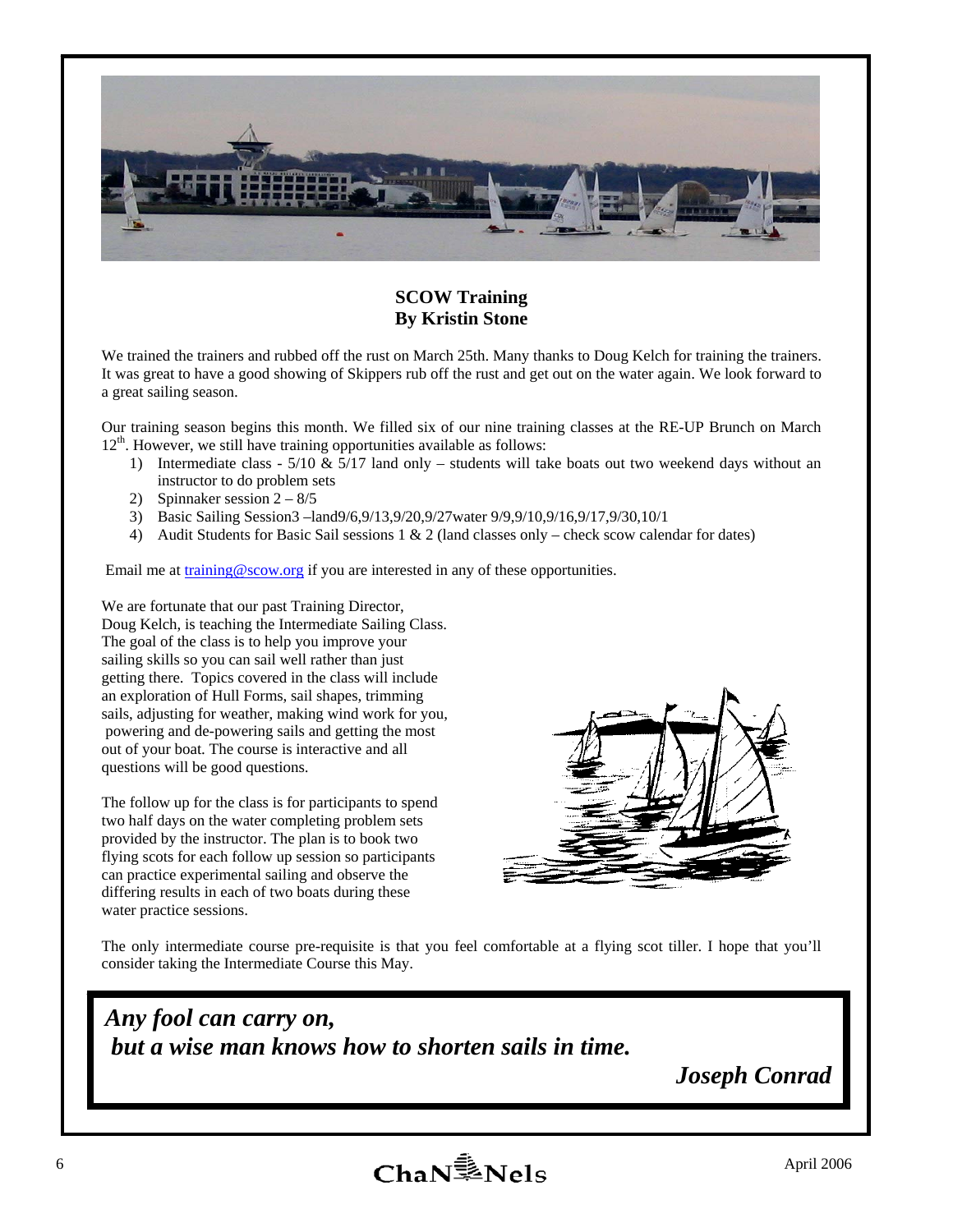## SCOW Training
### By Kristin Stone

We trained the trainers and rubbed off the rust on March 25th. Many thanks to Doug Kelch for training the trainers. It was great to have a good showing of Skippers rub off the rust and get out on the water again. We look forward to a great sailing season.

Our training season begins this month. We filled six of our nine training classes at the RE-UP Brunch on March 12th. However, we still have training opportunities available as follows:

1) Intermediate class - 5/10 & 5/17 land only – students will take boats out two weekend days without an instructor to do problem sets
2) Spinnaker session 2 – 8/5
3) Basic Sailing Session3 –land9/6,9/13,9/20,9/27water 9/9,9/10,9/16,9/17,9/30,10/1
4) Audit Students for Basic Sail sessions 1 & 2 (land classes only – check scow calendar for dates)

Email me at training@scow.org if you are interested in any of these opportunities.

We are fortunate that our past Training Director, Doug Kelch, is teaching the Intermediate Sailing Class. The goal of the class is to help you improve your sailing skills so you can sail well rather than just getting there. Topics covered in the class will include an exploration of Hull Forms, sail shapes, trimming sails, adjusting for weather, making wind work for you, powering and de-powering sails and getting the most out of your boat. The course is interactive and all questions will be good questions.

The follow up for the class is for participants to spend two half days on the water completing problem sets provided by the instructor. The plan is to book two flying scots for each follow up session so participants can practice experimental sailing and observe the differing results in each of two boats during these water practice sessions.

The only intermediate course pre-requisite is that you feel comfortable at a flying scot tiller. I hope that you'll consider taking the Intermediate Course this May.

***Any fool can carry on,***
***but a wise man knows how to shorten sails in time.***

***Joseph Conrad***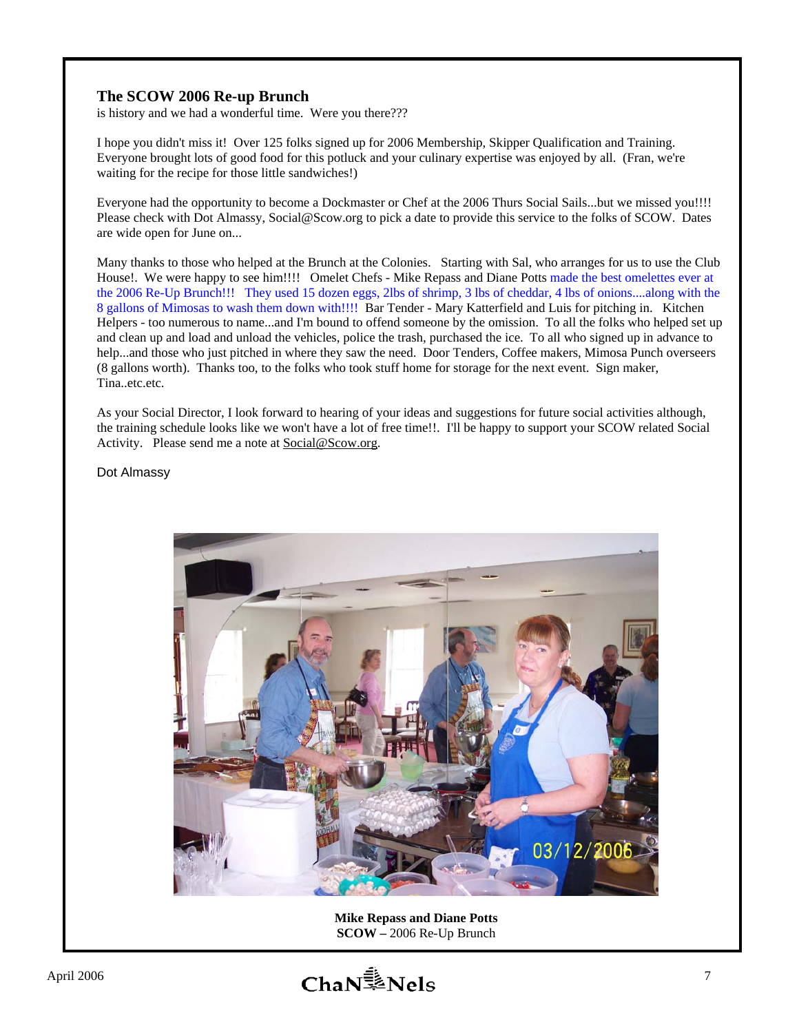## The SCOW 2006 Re-up Brunch

is history and we had a wonderful time. Were you there???

I hope you didn't miss it! Over 125 folks signed up for 2006 Membership, Skipper Qualification and Training. Everyone brought lots of good food for this potluck and your culinary expertise was enjoyed by all. (Fran, we're waiting for the recipe for those little sandwiches!)

Everyone had the opportunity to become a Dockmaster or Chef at the 2006 Thurs Social Sails...but we missed you!!!! Please check with Dot Almassy, Social@Scow.org to pick a date to provide this service to the folks of SCOW. Dates are wide open for June on...

Many thanks to those who helped at the Brunch at the Colonies. Starting with Sal, who arranges for us to use the Club House!. We were happy to see him!!!! Omelet Chefs - Mike Repass and Diane Potts made the best omelettes ever at the 2006 Re-Up Brunch!!! They used 15 dozen eggs, 2lbs of shrimp, 3 lbs of cheddar, 4 lbs of onions....along with the 8 gallons of Mimosas to wash them down with!!!! Bar Tender - Mary Katterfield and Luis for pitching in. Kitchen Helpers - too numerous to name...and I'm bound to offend someone by the omission. To all the folks who helped set up and clean up and load and unload the vehicles, police the trash, purchased the ice. To all who signed up in advance to help...and those who just pitched in where they saw the need. Door Tenders, Coffee makers, Mimosa Punch overseers (8 gallons worth). Thanks too, to the folks who took stuff home for storage for the next event. Sign maker, Tina..etc.etc.

As your Social Director, I look forward to hearing of your ideas and suggestions for future social activities although, the training schedule looks like we won't have a lot of free time!!. I'll be happy to support your SCOW related Social Activity. Please send me a note at Social@Scow.org.

Dot Almassy

**Mike Repass and Diane Potts**
**SCOW –** 2006 Re-Up Brunch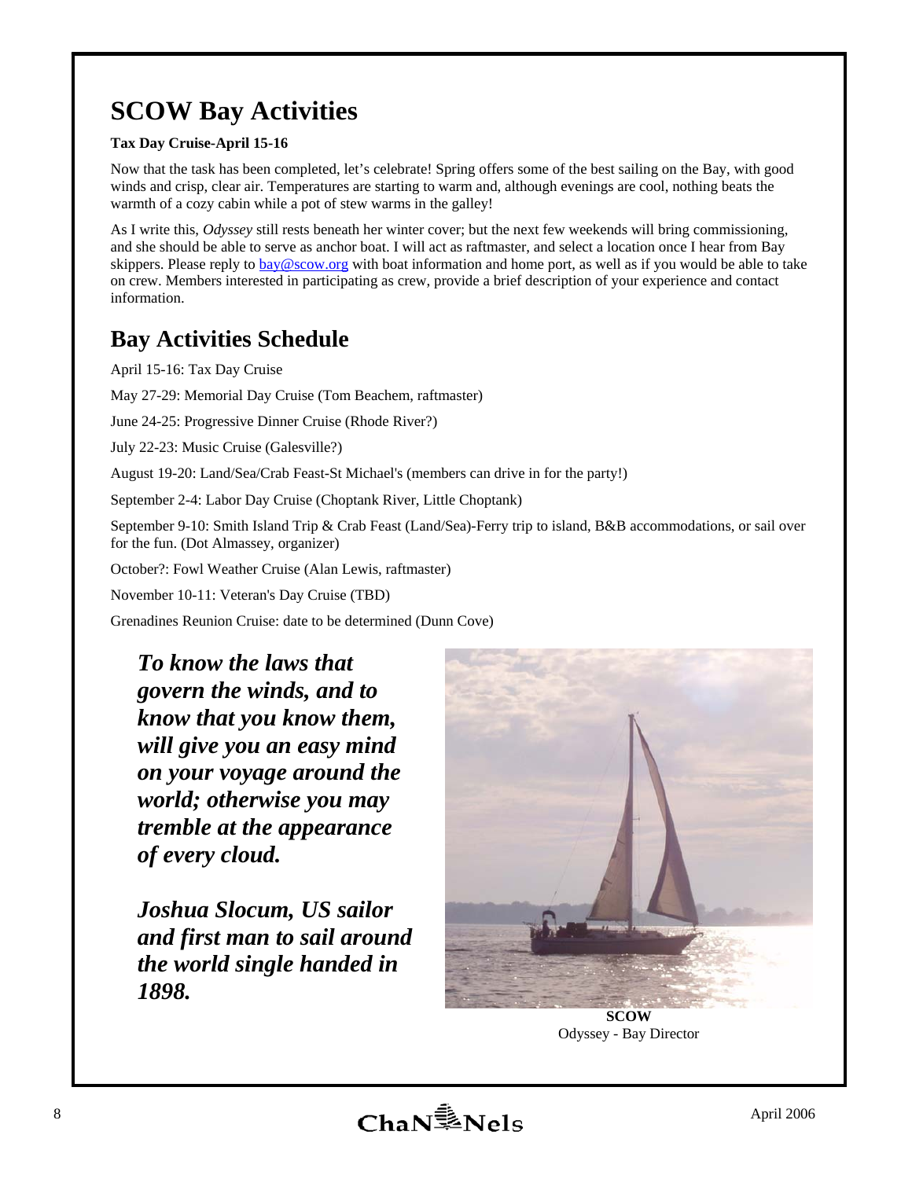# SCOW Bay Activities

**Tax Day Cruise-April 15-16**

Now that the task has been completed, let's celebrate! Spring offers some of the best sailing on the Bay, with good winds and crisp, clear air. Temperatures are starting to warm and, although evenings are cool, nothing beats the warmth of a cozy cabin while a pot of stew warms in the galley!

As I write this, *Odyssey* still rests beneath her winter cover; but the next few weekends will bring commissioning, and she should be able to serve as anchor boat. I will act as raftmaster, and select a location once I hear from Bay skippers. Please reply to bay@scow.org with boat information and home port, as well as if you would be able to take on crew. Members interested in participating as crew, provide a brief description of your experience and contact information.

## Bay Activities Schedule

April 15-16: Tax Day Cruise

May 27-29: Memorial Day Cruise (Tom Beachem, raftmaster)

June 24-25: Progressive Dinner Cruise (Rhode River?)

July 22-23: Music Cruise (Galesville?)

August 19-20: Land/Sea/Crab Feast-St Michael's (members can drive in for the party!)

September 2-4: Labor Day Cruise (Choptank River, Little Choptank)

September 9-10: Smith Island Trip & Crab Feast (Land/Sea)-Ferry trip to island, B&B accommodations, or sail over for the fun. (Dot Almassey, organizer)

October?: Fowl Weather Cruise (Alan Lewis, raftmaster)

November 10-11: Veteran's Day Cruise (TBD)

Grenadines Reunion Cruise: date to be determined (Dunn Cove)

***To know the laws that govern the winds, and to know that you know them, will give you an easy mind on your voyage around the world; otherwise you may tremble at the appearance of every cloud.***

***Joshua Slocum, US sailor and first man to sail around the world single handed in 1898.***

**SCOW**
Odyssey - Bay Director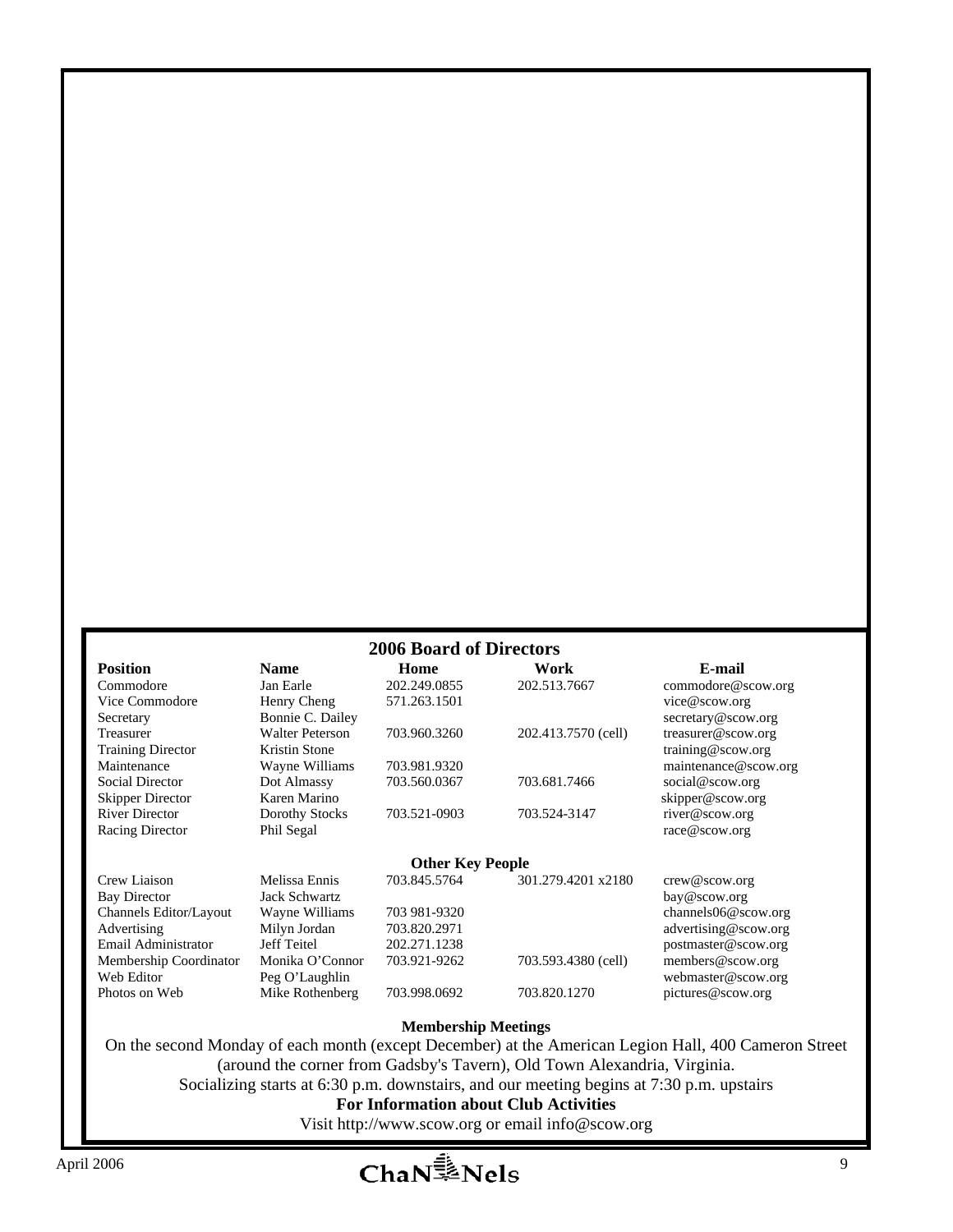## 2006 Board of Directors

| Position | Name | Home | Work | E-mail |
|---|---|---|---|---|
| Commodore | Jan Earle | 202.249.0855 | 202.513.7667 | commodore@scow.org |
| Vice Commodore | Henry Cheng | 571.263.1501 | | vice@scow.org |
| Secretary | Bonnie C. Dailey | | | secretary@scow.org |
| Treasurer | Walter Peterson | 703.960.3260 | 202.413.7570 (cell) | treasurer@scow.org |
| Training Director | Kristin Stone | | | training@scow.org |
| Maintenance | Wayne Williams | 703.981.9320 | | maintenance@scow.org |
| Social Director | Dot Almassy | 703.560.0367 | 703.681.7466 | social@scow.org |
| Skipper Director | Karen Marino | | | skipper@scow.org |
| River Director | Dorothy Stocks | 703.521-0903 | 703.524-3147 | river@scow.org |
| Racing Director | Phil Segal | | | race@scow.org |

### Other Key People

| | | | | |
|---|---|---|---|---|
| Crew Liaison | Melissa Ennis | 703.845.5764 | 301.279.4201 x2180 | crew@scow.org |
| Bay Director | Jack Schwartz | | | bay@scow.org |
| Channels Editor/Layout | Wayne Williams | 703 981-9320 | | channels06@scow.org |
| Advertising | Milyn Jordan | 703.820.2971 | | advertising@scow.org |
| Email Administrator | Jeff Teitel | 202.271.1238 | | postmaster@scow.org |
| Membership Coordinator | Monika O'Connor | 703.921-9262 | 703.593.4380 (cell) | members@scow.org |
| Web Editor | Peg O'Laughlin | | | webmaster@scow.org |
| Photos on Web | Mike Rothenberg | 703.998.0692 | 703.820.1270 | pictures@scow.org |

**Membership Meetings**

On the second Monday of each month (except December) at the American Legion Hall, 400 Cameron Street (around the corner from Gadsby's Tavern), Old Town Alexandria, Virginia.

Socializing starts at 6:30 p.m. downstairs, and our meeting begins at 7:30 p.m. upstairs

**For Information about Club Activities**

Visit http://www.scow.org or email info@scow.org